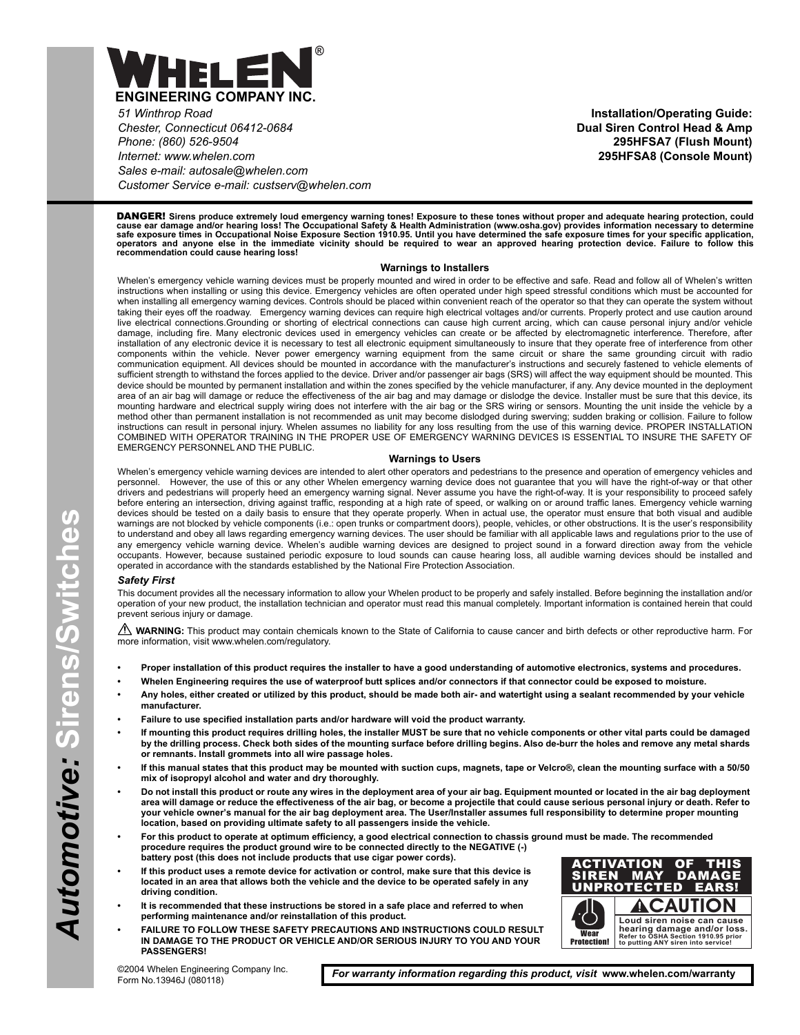# WHELEN®

**ENGINEERING COMPANY INC.**

*51 Winthrop Road*
*Chester, Connecticut 06412-0684*
*Phone: (860) 526-9504*
*Internet: www.whelen.com*
*Sales e-mail: autosale@whelen.com*
*Customer Service e-mail: custserv@whelen.com*

**Installation/Operating Guide:**
**Dual Siren Control Head & Amp**
**295HFSA7 (Flush Mount)**
**295HFSA8 (Console Mount)**

**DANGER! Sirens produce extremely loud emergency warning tones! Exposure to these tones without proper and adequate hearing protection, could cause ear damage and/or hearing loss! The Occupational Safety & Health Administration (www.osha.gov) provides information necessary to determine safe exposure times in Occupational Noise Exposure Section 1910.95. Until you have determined the safe exposure times for your specific application, operators and anyone else in the immediate vicinity should be required to wear an approved hearing protection device. Failure to follow this recommendation could cause hearing loss!**

## Warnings to Installers

Whelen's emergency vehicle warning devices must be properly mounted and wired in order to be effective and safe. Read and follow all of Whelen's written instructions when installing or using this device. Emergency vehicles are often operated under high speed stressful conditions which must be accounted for when installing all emergency warning devices. Controls should be placed within convenient reach of the operator so that they can operate the system without taking their eyes off the roadway. Emergency warning devices can require high electrical voltages and/or currents. Properly protect and use caution around live electrical connections.Grounding or shorting of electrical connections can cause high current arcing, which can cause personal injury and/or vehicle damage, including fire. Many electronic devices used in emergency vehicles can create or be affected by electromagnetic interference. Therefore, after installation of any electronic device it is necessary to test all electronic equipment simultaneously to insure that they operate free of interference from other components within the vehicle. Never power emergency warning equipment from the same circuit or share the same grounding circuit with radio communication equipment. All devices should be mounted in accordance with the manufacturer's instructions and securely fastened to vehicle elements of sufficient strength to withstand the forces applied to the device. Driver and/or passenger air bags (SRS) will affect the way equipment should be mounted. This device should be mounted by permanent installation and within the zones specified by the vehicle manufacturer, if any. Any device mounted in the deployment area of an air bag will damage or reduce the effectiveness of the air bag and may damage or dislodge the device. Installer must be sure that this device, its mounting hardware and electrical supply wiring does not interfere with the air bag or the SRS wiring or sensors. Mounting the unit inside the vehicle by a method other than permanent installation is not recommended as unit may become dislodged during swerving; sudden braking or collision. Failure to follow instructions can result in personal injury. Whelen assumes no liability for any loss resulting from the use of this warning device. PROPER INSTALLATION COMBINED WITH OPERATOR TRAINING IN THE PROPER USE OF EMERGENCY WARNING DEVICES IS ESSENTIAL TO INSURE THE SAFETY OF EMERGENCY PERSONNEL AND THE PUBLIC.

## Warnings to Users

Whelen's emergency vehicle warning devices are intended to alert other operators and pedestrians to the presence and operation of emergency vehicles and personnel. However, the use of this or any other Whelen emergency warning device does not guarantee that you will have the right-of-way or that other drivers and pedestrians will properly heed an emergency warning signal. Never assume you have the right-of-way. It is your responsibility to proceed safely before entering an intersection, driving against traffic, responding at a high rate of speed, or walking on or around traffic lanes. Emergency vehicle warning devices should be tested on a daily basis to ensure that they operate properly. When in actual use, the operator must ensure that both visual and audible warnings are not blocked by vehicle components (i.e.: open trunks or compartment doors), people, vehicles, or other obstructions. It is the user's responsibility to understand and obey all laws regarding emergency warning devices. The user should be familiar with all applicable laws and regulations prior to the use of any emergency vehicle warning device. Whelen's audible warning devices are designed to project sound in a forward direction away from the vehicle occupants. However, because sustained periodic exposure to loud sounds can cause hearing loss, all audible warning devices should be installed and operated in accordance with the standards established by the National Fire Protection Association.

### *Safety First*

This document provides all the necessary information to allow your Whelen product to be properly and safely installed. Before beginning the installation and/or operation of your new product, the installation technician and operator must read this manual completely. Important information is contained herein that could prevent serious injury or damage.

⚠ **WARNING:** This product may contain chemicals known to the State of California to cause cancer and birth defects or other reproductive harm. For more information, visit www.whelen.com/regulatory.

- **Proper installation of this product requires the installer to have a good understanding of automotive electronics, systems and procedures.**
- **Whelen Engineering requires the use of waterproof butt splices and/or connectors if that connector could be exposed to moisture.**
- **Any holes, either created or utilized by this product, should be made both air- and watertight using a sealant recommended by your vehicle manufacturer.**
- **Failure to use specified installation parts and/or hardware will void the product warranty.**
- **If mounting this product requires drilling holes, the installer MUST be sure that no vehicle components or other vital parts could be damaged by the drilling process. Check both sides of the mounting surface before drilling begins. Also de-burr the holes and remove any metal shards or remnants. Install grommets into all wire passage holes.**
- **If this manual states that this product may be mounted with suction cups, magnets, tape or Velcro®, clean the mounting surface with a 50/50 mix of isopropyl alcohol and water and dry thoroughly.**
- **Do not install this product or route any wires in the deployment area of your air bag. Equipment mounted or located in the air bag deployment area will damage or reduce the effectiveness of the air bag, or become a projectile that could cause serious personal injury or death. Refer to your vehicle owner's manual for the air bag deployment area. The User/Installer assumes full responsibility to determine proper mounting location, based on providing ultimate safety to all passengers inside the vehicle.**
- **For this product to operate at optimum efficiency, a good electrical connection to chassis ground must be made. The recommended procedure requires the product ground wire to be connected directly to the NEGATIVE (-) battery post (this does not include products that use cigar power cords).**
- **If this product uses a remote device for activation or control, make sure that this device is located in an area that allows both the vehicle and the device to be operated safely in any driving condition.**
- **It is recommended that these instructions be stored in a safe place and referred to when performing maintenance and/or reinstallation of this product.**
- **FAILURE TO FOLLOW THESE SAFETY PRECAUTIONS AND INSTRUCTIONS COULD RESULT IN DAMAGE TO THE PRODUCT OR VEHICLE AND/OR SERIOUS INJURY TO YOU AND YOUR PASSENGERS!**

**ACTIVATION OF THIS SIREN MAY DAMAGE UNPROTECTED EARS!**

**⚠CAUTION**
**Wear Protection!**
**Loud siren noise can cause hearing damage and/or loss.**
**Refer to OSHA Section 1910.95 prior to putting ANY siren into service!**

©2004 Whelen Engineering Company Inc.
Form No.13946J (080118)

***For warranty information regarding this product, visit* www.whelen.com/warranty**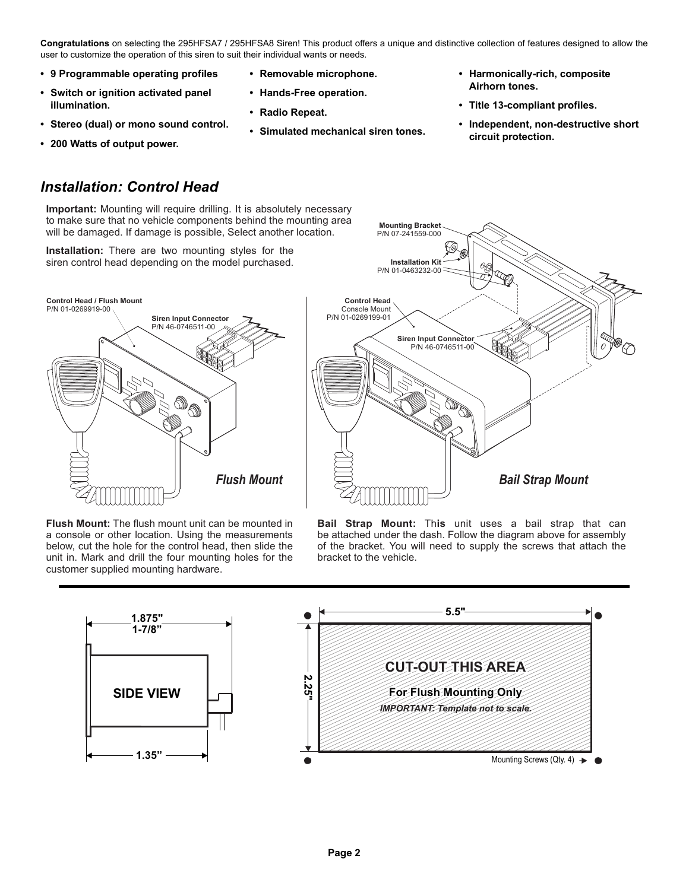**Congratulations** on selecting the 295HFSA7 / 295HFSA8 Siren! This product offers a unique and distinctive collection of features designed to allow the user to customize the operation of this siren to suit their individual wants or needs.

- **9 Programmable operating profiles**
- **Switch or ignition activated panel illumination.**
- **Stereo (dual) or mono sound control.**
- **200 Watts of output power.**
- **Removable microphone.**
- **Hands-Free operation.**
- **Radio Repeat.**
- **Simulated mechanical siren tones.**
- **Harmonically-rich, composite Airhorn tones.**
- **Title 13-compliant profiles.**
- **Independent, non-destructive short circuit protection.**

## *Installation: Control Head*

**Important:** Mounting will require drilling. It is absolutely necessary to make sure that no vehicle components behind the mounting area will be damaged. If damage is possible, Select another location.

**Installation:** There are two mounting styles for the siren control head depending on the model purchased.

**Control Head / Flush Mount**
P/N 01-0269919-00

**Siren Input Connector**
P/N 46-0746511-00

*Flush Mount*

**Mounting Bracket**
P/N 07-241559-000

**Installation Kit**
P/N 01-0463232-00

**Control Head**
Console Mount
P/N 01-0269199-01

**Siren Input Connector**
P/N 46-0746511-00

*Bail Strap Mount*

**Flush Mount:** The flush mount unit can be mounted in a console or other location. Using the measurements below, cut the hole for the control head, then slide the unit in. Mark and drill the four mounting holes for the customer supplied mounting hardware.

**Bail Strap Mount:** This unit uses a bail strap that can be attached under the dash. Follow the diagram above for assembly of the bracket. You will need to supply the screws that attach the bracket to the vehicle.

**1.875"**
**1-7/8"**

**SIDE VIEW**

**1.35"**

**5.5"**

**2.25"**

**CUT-OUT THIS AREA**

**For Flush Mounting Only**

***IMPORTANT: Template not to scale.***

Mounting Screws (Qty. 4)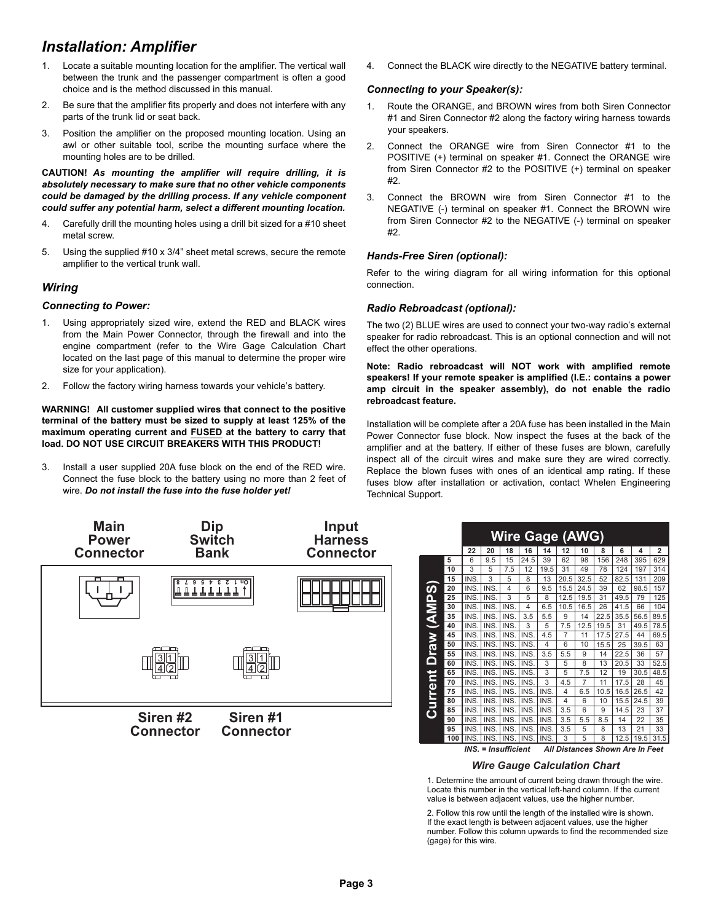# Installation: Amplifier

1. Locate a suitable mounting location for the amplifier. The vertical wall between the trunk and the passenger compartment is often a good choice and is the method discussed in this manual.
2. Be sure that the amplifier fits properly and does not interfere with any parts of the trunk lid or seat back.
3. Position the amplifier on the proposed mounting location. Using an awl or other suitable tool, scribe the mounting surface where the mounting holes are to be drilled.

**CAUTION!** ***As mounting the amplifier will require drilling, it is absolutely necessary to make sure that no other vehicle components could be damaged by the drilling process. If any vehicle component could suffer any potential harm, select a different mounting location.***

4. Carefully drill the mounting holes using a drill bit sized for a #10 sheet metal screw.
5. Using the supplied #10 x 3/4" sheet metal screws, secure the remote amplifier to the vertical trunk wall.

## Wiring

### Connecting to Power:

1. Using appropriately sized wire, extend the RED and BLACK wires from the Main Power Connector, through the firewall and into the engine compartment (refer to the Wire Gage Calculation Chart located on the last page of this manual to determine the proper wire size for your application).
2. Follow the factory wiring harness towards your vehicle's battery.

**WARNING! All customer supplied wires that connect to the positive terminal of the battery must be sized to supply at least 125% of the maximum operating current and FUSED at the battery to carry that load. DO NOT USE CIRCUIT BREAKERS WITH THIS PRODUCT!**

3. Install a user supplied 20A fuse block on the end of the RED wire. Connect the fuse block to the battery using no more than 2 feet of wire. ***Do not install the fuse into the fuse holder yet!***
4. Connect the BLACK wire directly to the NEGATIVE battery terminal.

### Connecting to your Speaker(s):

1. Route the ORANGE, and BROWN wires from both Siren Connector #1 and Siren Connector #2 along the factory wiring harness towards your speakers.
2. Connect the ORANGE wire from Siren Connector #1 to the POSITIVE (+) terminal on speaker #1. Connect the ORANGE wire from Siren Connector #2 to the POSITIVE (+) terminal on speaker #2.
3. Connect the BROWN wire from Siren Connector #1 to the NEGATIVE (-) terminal on speaker #1. Connect the BROWN wire from Siren Connector #2 to the NEGATIVE (-) terminal on speaker #2.

### Hands-Free Siren (optional):

Refer to the wiring diagram for all wiring information for this optional connection.

### Radio Rebroadcast (optional):

The two (2) BLUE wires are used to connect your two-way radio's external speaker for radio rebroadcast. This is an optional connection and will not effect the other operations.

**Note: Radio rebroadcast will NOT work with amplified remote speakers! If your remote speaker is amplified (I.E.: contains a power amp circuit in the speaker assembly), do not enable the radio rebroadcast feature.**

Installation will be complete after a 20A fuse has been installed in the Main Power Connector fuse block. Now inspect the fuses at the back of the amplifier and at the battery. If either of these fuses are blown, carefully inspect all of the circuit wires and make sure they are wired correctly. Replace the blown fuses with ones of an identical amp rating. If these fuses blow after installation or activation, contact Whelen Engineering Technical Support.

Main Power Connector | Dip Switch Bank | Input Harness Connector

Siren #2 Connector | Siren #1 Connector

| Current Draw (AMPS) | Wire Gage (AWG) 22 | 20 | 18 | 16 | 14 | 12 | 10 | 8 | 6 | 4 | 2 |
|---|---|---|---|---|---|---|---|---|---|---|---|
| 5 | 6 | 9.5 | 15 | 24.5 | 39 | 62 | 98 | 156 | 248 | 395 | 629 |
| 10 | 3 | 5 | 7.5 | 12 | 19.5 | 31 | 49 | 78 | 124 | 197 | 314 |
| 15 | INS. | 3 | 5 | 8 | 13 | 20.5 | 32.5 | 52 | 82.5 | 131 | 209 |
| 20 | INS. | INS. | 4 | 6 | 9.5 | 15.5 | 24.5 | 39 | 62 | 98.5 | 157 |
| 25 | INS. | INS. | 3 | 5 | 8 | 12.5 | 19.5 | 31 | 49.5 | 79 | 125 |
| 30 | INS. | INS. | INS. | 4 | 6.5 | 10.5 | 16.5 | 26 | 41.5 | 66 | 104 |
| 35 | INS. | INS. | INS. | 3.5 | 5.5 | 9 | 14 | 22.5 | 35.5 | 56.5 | 89.5 |
| 40 | INS. | INS. | INS. | 3 | 5 | 7.5 | 12.5 | 19.5 | 31 | 49.5 | 78.5 |
| 45 | INS. | INS. | INS. | INS. | 4.5 | 7 | 11 | 17.5 | 27.5 | 44 | 69.5 |
| 50 | INS. | INS. | INS. | INS. | 4 | 6 | 10 | 15.5 | 25 | 39.5 | 63 |
| 55 | INS. | INS. | INS. | INS. | 3.5 | 5.5 | 9 | 14 | 22.5 | 36 | 57 |
| 60 | INS. | INS. | INS. | INS. | 3 | 5 | 8 | 13 | 20.5 | 33 | 52.5 |
| 65 | INS. | INS. | INS. | INS. | 3 | 5 | 7.5 | 12 | 19 | 30.5 | 48.5 |
| 70 | INS. | INS. | INS. | INS. | 3 | 4.5 | 7 | 11 | 17.5 | 28 | 45 |
| 75 | INS. | INS. | INS. | INS. | INS. | 4 | 6.5 | 10.5 | 16.5 | 26.5 | 42 |
| 80 | INS. | INS. | INS. | INS. | INS. | 4 | 6 | 10 | 15.5 | 24.5 | 39 |
| 85 | INS. | INS. | INS. | INS. | INS. | 3.5 | 6 | 9 | 14.5 | 23 | 37 |
| 90 | INS. | INS. | INS. | INS. | INS. | 3.5 | 5.5 | 8.5 | 14 | 22 | 35 |
| 95 | INS. | INS. | INS. | INS. | INS. | 3.5 | 5 | 8 | 13 | 21 | 33 |
| 100 | INS. | INS. | INS. | INS. | INS. | 3 | 5 | 8 | 12.5 | 19.5 | 31.5 |

*INS. = Insufficient* *All Distances Shown Are In Feet*

***Wire Gauge Calculation Chart***

1. Determine the amount of current being drawn through the wire. Locate this number in the vertical left-hand column. If the current value is between adjacent values, use the higher number.

2. Follow this row until the length of the installed wire is shown. If the exact length is between adjacent values, use the higher number. Follow this column upwards to find the recommended size (gage) for this wire.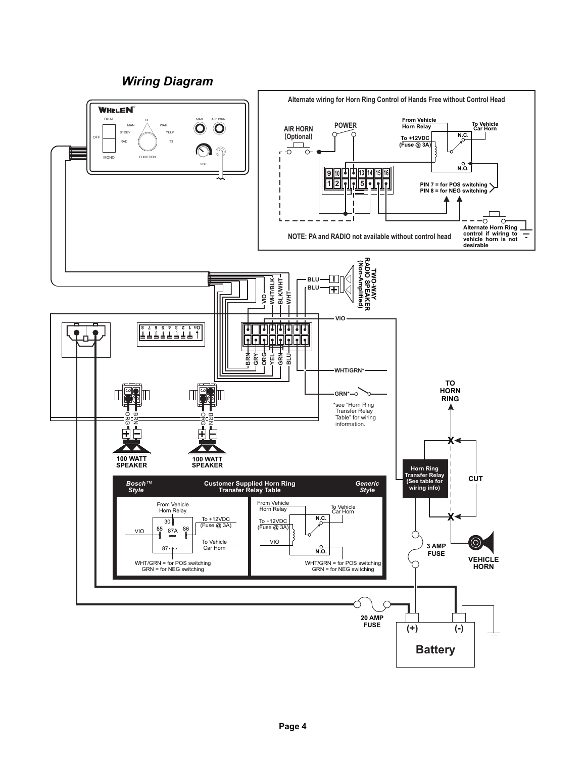## Wiring Diagram

WHELEN®

DUAL · OFF · MONO · MAN · STDBY · RAD · HF · WAIL · YELP · T3 · FUNCTION · MAN · AIRHORN · VOL

**Alternate wiring for Horn Ring Control of Hands Free without Control Head**

AIR HORN (Optional)

POWER

From Vehicle Horn Relay

To +12VDC (Fuse @ 3A)

To Vehicle Car Horn

N.C.

N.O.

9 10 13 14 15 16

1 2 5

PIN 7 = for POS switching
PIN 8 = for NEG switching

Alternate Horn Ring control if wiring to vehicle horn is not desirable

NOTE: PA and RADIO not available without control head

TWO-WAY RADIO SPEAKER (Non-Amplified)

BLU · BLU · VIO · WHT/BLK · BLK/WHT · WHT

On 1 2 3 4 5 6 7 8

BRN · GRY · ORG · YEL · GRN · BLU

VIO

WHT/GRN*

GRN*

*see "Horn Ring Transfer Relay Table" for wiring information.

TO HORN RING

Horn Ring Transfer Relay (See table for wiring info)

CUT

BRN · ORG

100 WATT SPEAKER

100 WATT SPEAKER

**Customer Supplied Horn Ring Transfer Relay Table**

| *Bosch™ Style* | *Generic Style* |
|---|---|
| From Vehicle Horn Relay; 30; 85; 87A; 86; 87; VIO; To +12VDC (Fuse @ 3A); To Vehicle Car Horn | From Vehicle Horn Relay; To +12VDC (Fuse @ 3A); VIO; N.C.; N.O.; To Vehicle Car Horn |
| WHT/GRN = for POS switching<br>GRN = for NEG switching | WHT/GRN = for POS switching<br>GRN = for NEG switching |

3 AMP FUSE

VEHICLE HORN

20 AMP FUSE

(+) (-)

Battery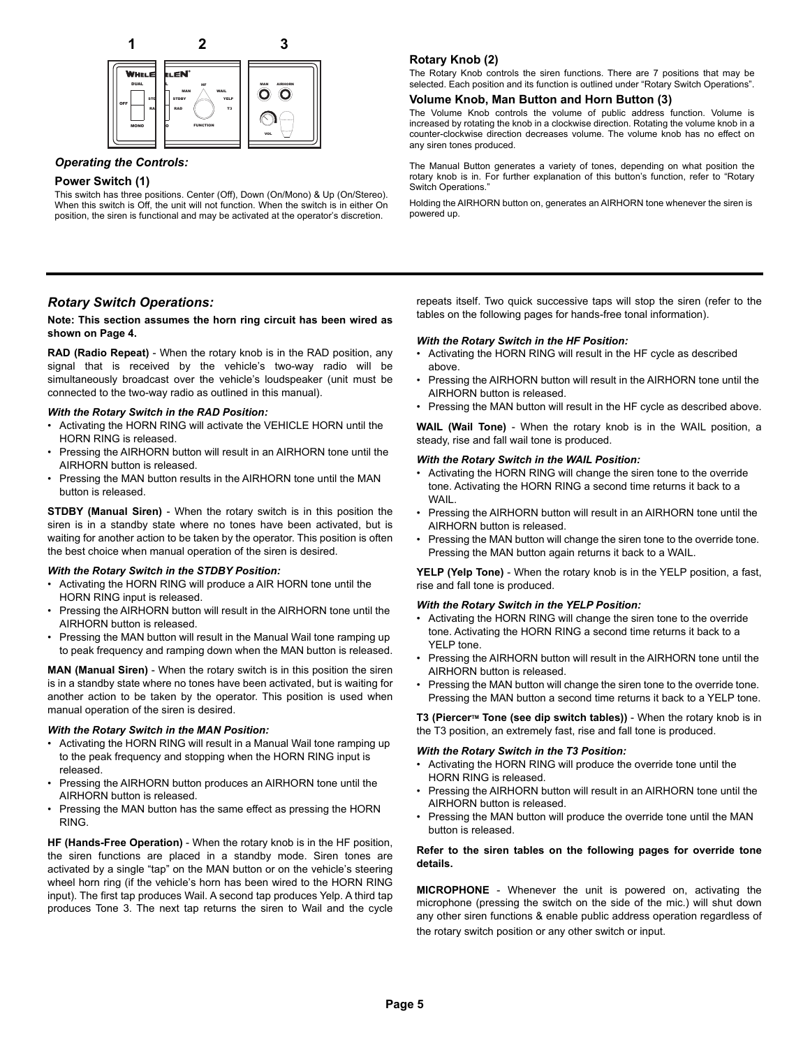## Operating the Controls:

### Power Switch (1)

This switch has three positions. Center (Off), Down (On/Mono) & Up (On/Stereo). When this switch is Off, the unit will not function. When the switch is in either On position, the siren is functional and may be activated at the operator's discretion.

### Rotary Knob (2)

The Rotary Knob controls the siren functions. There are 7 positions that may be selected. Each position and its function is outlined under "Rotary Switch Operations".

### Volume Knob, Man Button and Horn Button (3)

The Volume Knob controls the volume of public address function. Volume is increased by rotating the knob in a clockwise direction. Rotating the volume knob in a counter-clockwise direction decreases volume. The volume knob has no effect on any siren tones produced.

The Manual Button generates a variety of tones, depending on what position the rotary knob is in. For further explanation of this button's function, refer to "Rotary Switch Operations."

Holding the AIRHORN button on, generates an AIRHORN tone whenever the siren is powered up.

## Rotary Switch Operations:

**Note: This section assumes the horn ring circuit has been wired as shown on Page 4.**

**RAD (Radio Repeat)** - When the rotary knob is in the RAD position, any signal that is received by the vehicle's two-way radio will be simultaneously broadcast over the vehicle's loudspeaker (unit must be connected to the two-way radio as outlined in this manual).

***With the Rotary Switch in the RAD Position:***

- Activating the HORN RING will activate the VEHICLE HORN until the HORN RING is released.
- Pressing the AIRHORN button will result in an AIRHORN tone until the AIRHORN button is released.
- Pressing the MAN button results in the AIRHORN tone until the MAN button is released.

**STDBY (Manual Siren)** - When the rotary switch is in this position the siren is in a standby state where no tones have been activated, but is waiting for another action to be taken by the operator. This position is often the best choice when manual operation of the siren is desired.

***With the Rotary Switch in the STDBY Position:***

- Activating the HORN RING will produce a AIR HORN tone until the HORN RING input is released.
- Pressing the AIRHORN button will result in the AIRHORN tone until the AIRHORN button is released.
- Pressing the MAN button will result in the Manual Wail tone ramping up to peak frequency and ramping down when the MAN button is released.

**MAN (Manual Siren)** - When the rotary switch is in this position the siren is in a standby state where no tones have been activated, but is waiting for another action to be taken by the operator. This position is used when manual operation of the siren is desired.

***With the Rotary Switch in the MAN Position:***

- Activating the HORN RING will result in a Manual Wail tone ramping up to the peak frequency and stopping when the HORN RING input is released.
- Pressing the AIRHORN button produces an AIRHORN tone until the AIRHORN button is released.
- Pressing the MAN button has the same effect as pressing the HORN RING.

**HF (Hands-Free Operation)** - When the rotary knob is in the HF position, the siren functions are placed in a standby mode. Siren tones are activated by a single "tap" on the MAN button or on the vehicle's steering wheel horn ring (if the vehicle's horn has been wired to the HORN RING input). The first tap produces Wail. A second tap produces Yelp. A third tap produces Tone 3. The next tap returns the siren to Wail and the cycle repeats itself. Two quick successive taps will stop the siren (refer to the tables on the following pages for hands-free tonal information).

***With the Rotary Switch in the HF Position:***

- Activating the HORN RING will result in the HF cycle as described above.
- Pressing the AIRHORN button will result in the AIRHORN tone until the AIRHORN button is released.
- Pressing the MAN button will result in the HF cycle as described above.

**WAIL (Wail Tone)** - When the rotary knob is in the WAIL position, a steady, rise and fall wail tone is produced.

***With the Rotary Switch in the WAIL Position:***

- Activating the HORN RING will change the siren tone to the override tone. Activating the HORN RING a second time returns it back to a WAIL.
- Pressing the AIRHORN button will result in an AIRHORN tone until the AIRHORN button is released.
- Pressing the MAN button will change the siren tone to the override tone. Pressing the MAN button again returns it back to a WAIL.

**YELP (Yelp Tone)** - When the rotary knob is in the YELP position, a fast, rise and fall tone is produced.

***With the Rotary Switch in the YELP Position:***

- Activating the HORN RING will change the siren tone to the override tone. Activating the HORN RING a second time returns it back to a YELP tone.
- Pressing the AIRHORN button will result in the AIRHORN tone until the AIRHORN button is released.
- Pressing the MAN button will change the siren tone to the override tone. Pressing the MAN button a second time returns it back to a YELP tone.

**T3 (Piercer™ Tone (see dip switch tables))** - When the rotary knob is in the T3 position, an extremely fast, rise and fall tone is produced.

***With the Rotary Switch in the T3 Position:***

- Activating the HORN RING will produce the override tone until the HORN RING is released.
- Pressing the AIRHORN button will result in an AIRHORN tone until the AIRHORN button is released.
- Pressing the MAN button will produce the override tone until the MAN button is released.

**Refer to the siren tables on the following pages for override tone details.**

**MICROPHONE** - Whenever the unit is powered on, activating the microphone (pressing the switch on the side of the mic.) will shut down any other siren functions & enable public address operation regardless of the rotary switch position or any other switch or input.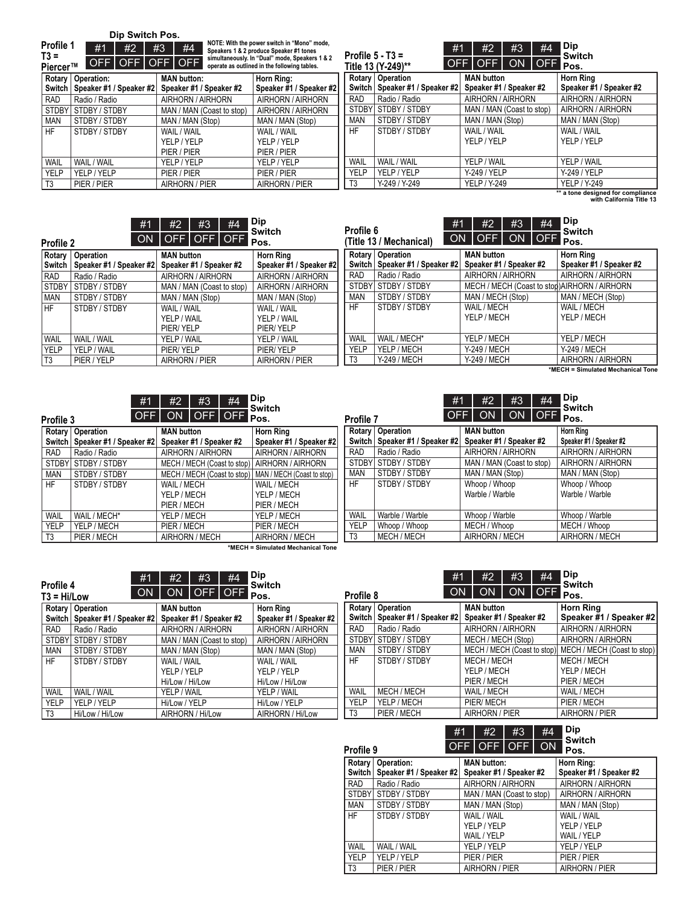**Profile 1**
**T3 = Piercer™**

**Dip Switch Pos.**

| #1 | #2 | #3 | #4 |
|---|---|---|---|
| OFF | OFF | OFF | OFF |

**NOTE: With the power switch in "Mono" mode, Speakers 1 & 2 produce Speaker #1 tones simultaneously. In "Dual" mode, Speakers 1 & 2 operate as outlined in the following tables.**

| Rotary Switch | Operation: Speaker #1 / Speaker #2 | MAN button: Speaker #1 / Speaker #2 | Horn Ring: Speaker #1 / Speaker #2 |
|---|---|---|---|
| RAD | Radio / Radio | AIRHORN / AIRHORN | AIRHORN / AIRHORN |
| STDBY | STDBY / STDBY | MAN / MAN (Coast to stop) | AIRHORN / AIRHORN |
| MAN | STDBY / STDBY | MAN / MAN (Stop) | MAN / MAN (Stop) |
| HF | STDBY / STDBY | WAIL / WAIL<br>YELP / YELP<br>PIER / PIER | WAIL / WAIL<br>YELP / YELP<br>PIER / PIER |
| WAIL | WAIL / WAIL | YELP / YELP | YELP / YELP |
| YELP | YELP / YELP | PIER / PIER | PIER / PIER |
| T3 | PIER / PIER | AIRHORN / PIER | AIRHORN / PIER |

**Profile 5 - T3 = Title 13 (Y-249)****

**Dip Switch Pos.**

| #1 | #2 | #3 | #4 |
|---|---|---|---|
| OFF | OFF | ON | OFF |

| Rotary Switch | Operation Speaker #1 / Speaker #2 | MAN button Speaker #1 / Speaker #2 | Horn Ring Speaker #1 / Speaker #2 |
|---|---|---|---|
| RAD | Radio / Radio | AIRHORN / AIRHORN | AIRHORN / AIRHORN |
| STDBY | STDBY / STDBY | MAN / MAN (Coast to stop) | AIRHORN / AIRHORN |
| MAN | STDBY / STDBY | MAN / MAN (Stop) | MAN / MAN (Stop) |
| HF | STDBY / STDBY | WAIL / WAIL<br>YELP / YELP | WAIL / WAIL<br>YELP / YELP |
| WAIL | WAIL / WAIL | YELP / WAIL | YELP / WAIL |
| YELP | YELP / YELP | Y-249 / YELP | Y-249 / YELP |
| T3 | Y-249 / Y-249 | YELP / Y-249 | YELP / Y-249 |

** a tone designed for compliance with California Title 13

**Profile 2**

**Dip Switch Pos.**

| #1 | #2 | #3 | #4 |
|---|---|---|---|
| ON | OFF | OFF | OFF |

| Rotary Switch | Operation Speaker #1 / Speaker #2 | MAN button Speaker #1 / Speaker #2 | Horn Ring Speaker #1 / Speaker #2 |
|---|---|---|---|
| RAD | Radio / Radio | AIRHORN / AIRHORN | AIRHORN / AIRHORN |
| STDBY | STDBY / STDBY | MAN / MAN (Coast to stop) | AIRHORN / AIRHORN |
| MAN | STDBY / STDBY | MAN / MAN (Stop) | MAN / MAN (Stop) |
| HF | STDBY / STDBY | WAIL / WAIL<br>YELP / WAIL<br>PIER/ YELP | WAIL / WAIL<br>YELP / WAIL<br>PIER/ YELP |
| WAIL | WAIL / WAIL | YELP / WAIL | YELP / WAIL |
| YELP | YELP / WAIL | PIER/ YELP | PIER/ YELP |
| T3 | PIER / YELP | AIRHORN / PIER | AIRHORN / PIER |

**Profile 6 (Title 13 / Mechanical)**

**Dip Switch Pos.**

| #1 | #2 | #3 | #4 |
|---|---|---|---|
| ON | OFF | ON | OFF |

| Rotary Switch | Operation Speaker #1 / Speaker #2 | MAN button Speaker #1 / Speaker #2 | Horn Ring Speaker #1 / Speaker #2 |
|---|---|---|---|
| RAD | Radio / Radio | AIRHORN / AIRHORN | AIRHORN / AIRHORN |
| STDBY | STDBY / STDBY | MECH / MECH (Coast to stop) | AIRHORN / AIRHORN |
| MAN | STDBY / STDBY | MAN / MECH (Stop) | MAN / MECH (Stop) |
| HF | STDBY / STDBY | WAIL / MECH<br>YELP / MECH | WAIL / MECH<br>YELP / MECH |
| WAIL | WAIL / MECH* | YELP / MECH | YELP / MECH |
| YELP | YELP / MECH | Y-249 / MECH | Y-249 / MECH |
| T3 | Y-249 / MECH | Y-249 / MECH | AIRHORN / AIRHORN |

*MECH = Simulated Mechanical Tone

**Profile 3**

**Dip Switch Pos.**

| #1 | #2 | #3 | #4 |
|---|---|---|---|
| OFF | ON | OFF | OFF |

| Rotary Switch | Operation Speaker #1 / Speaker #2 | MAN button Speaker #1 / Speaker #2 | Horn Ring Speaker #1 / Speaker #2 |
|---|---|---|---|
| RAD | Radio / Radio | AIRHORN / AIRHORN | AIRHORN / AIRHORN |
| STDBY | STDBY / STDBY | MECH / MECH (Coast to stop) | AIRHORN / AIRHORN |
| MAN | STDBY / STDBY | MECH / MECH (Coast to stop) | MAN / MECH (Coast to stop) |
| HF | STDBY / STDBY | WAIL / MECH<br>YELP / MECH<br>PIER / MECH | WAIL / MECH<br>YELP / MECH<br>PIER / MECH |
| WAIL | WAIL / MECH* | YELP / MECH | YELP / MECH |
| YELP | YELP / MECH | PIER / MECH | PIER / MECH |
| T3 | PIER / MECH | AIRHORN / MECH | AIRHORN / MECH |

*MECH = Simulated Mechanical Tone

**Profile 7**

**Dip Switch Pos.**

| #1 | #2 | #3 | #4 |
|---|---|---|---|
| OFF | ON | ON | OFF |

| Rotary Switch | Operation Speaker #1 / Speaker #2 | MAN button Speaker #1 / Speaker #2 | Horn Ring Speaker #1 / Speaker #2 |
|---|---|---|---|
| RAD | Radio / Radio | AIRHORN / AIRHORN | AIRHORN / AIRHORN |
| STDBY | STDBY / STDBY | MAN / MAN (Coast to stop) | AIRHORN / AIRHORN |
| MAN | STDBY / STDBY | MAN / MAN (Stop) | MAN / MAN (Stop) |
| HF | STDBY / STDBY | Whoop / Whoop<br>Warble / Warble | Whoop / Whoop<br>Warble / Warble |
| WAIL | Warble / Warble | Whoop / Warble | Whoop / Warble |
| YELP | Whoop / Whoop | MECH / Whoop | MECH / Whoop |
| T3 | MECH / MECH | AIRHORN / MECH | AIRHORN / MECH |

**Profile 4**
**T3 = Hi/Low**

**Dip Switch Pos.**

| #1 | #2 | #3 | #4 |
|---|---|---|---|
| ON | ON | OFF | OFF |

| Rotary Switch | Operation Speaker #1 / Speaker #2 | MAN button Speaker #1 / Speaker #2 | Horn Ring Speaker #1 / Speaker #2 |
|---|---|---|---|
| RAD | Radio / Radio | AIRHORN / AIRHORN | AIRHORN / AIRHORN |
| STDBY | STDBY / STDBY | MAN / MAN (Coast to stop) | AIRHORN / AIRHORN |
| MAN | STDBY / STDBY | MAN / MAN (Stop) | MAN / MAN (Stop) |
| HF | STDBY / STDBY | WAIL / WAIL<br>YELP / YELP<br>Hi/Low / Hi/Low | WAIL / WAIL<br>YELP / YELP<br>Hi/Low / Hi/Low |
| WAIL | WAIL / WAIL | YELP / WAIL | YELP / WAIL |
| YELP | YELP / YELP | Hi/Low / YELP | Hi/Low / YELP |
| T3 | Hi/Low / Hi/Low | AIRHORN / Hi/Low | AIRHORN / Hi/Low |

**Profile 8**

**Dip Switch Pos.**

| #1 | #2 | #3 | #4 |
|---|---|---|---|
| ON | ON | ON | OFF |

| Rotary Switch | Operation Speaker #1 / Speaker #2 | MAN button Speaker #1 / Speaker #2 | Horn Ring Speaker #1 / Speaker #2 |
|---|---|---|---|
| RAD | Radio / Radio | AIRHORN / AIRHORN | AIRHORN / AIRHORN |
| STDBY | STDBY / STDBY | MECH / MECH (Stop) | AIRHORN / AIRHORN |
| MAN | STDBY / STDBY | MECH / MECH (Coast to stop) | MECH / MECH (Coast to stop) |
| HF | STDBY / STDBY | MECH / MECH<br>YELP / MECH<br>PIER / MECH | MECH / MECH<br>YELP / MECH<br>PIER / MECH |
| WAIL | MECH / MECH | WAIL / MECH | WAIL / MECH |
| YELP | YELP / MECH | PIER/ MECH | PIER / MECH |
| T3 | PIER / MECH | AIRHORN / PIER | AIRHORN / PIER |

**Profile 9**

**Dip Switch Pos.**

| #1 | #2 | #3 | #4 |
|---|---|---|---|
| OFF | OFF | OFF | ON |

| Rotary Switch | Operation: Speaker #1 / Speaker #2 | MAN button: Speaker #1 / Speaker #2 | Horn Ring: Speaker #1 / Speaker #2 |
|---|---|---|---|
| RAD | Radio / Radio | AIRHORN / AIRHORN | AIRHORN / AIRHORN |
| STDBY | STDBY / STDBY | MAN / MAN (Coast to stop) | AIRHORN / AIRHORN |
| MAN | STDBY / STDBY | MAN / MAN (Stop) | MAN / MAN (Stop) |
| HF | STDBY / STDBY | WAIL / WAIL<br>YELP / YELP<br>WAIL / YELP | WAIL / WAIL<br>YELP / YELP<br>WAIL / YELP |
| WAIL | WAIL / WAIL | YELP / YELP | YELP / YELP |
| YELP | YELP / YELP | PIER / PIER | PIER / PIER |
| T3 | PIER / PIER | AIRHORN / PIER | AIRHORN / PIER |